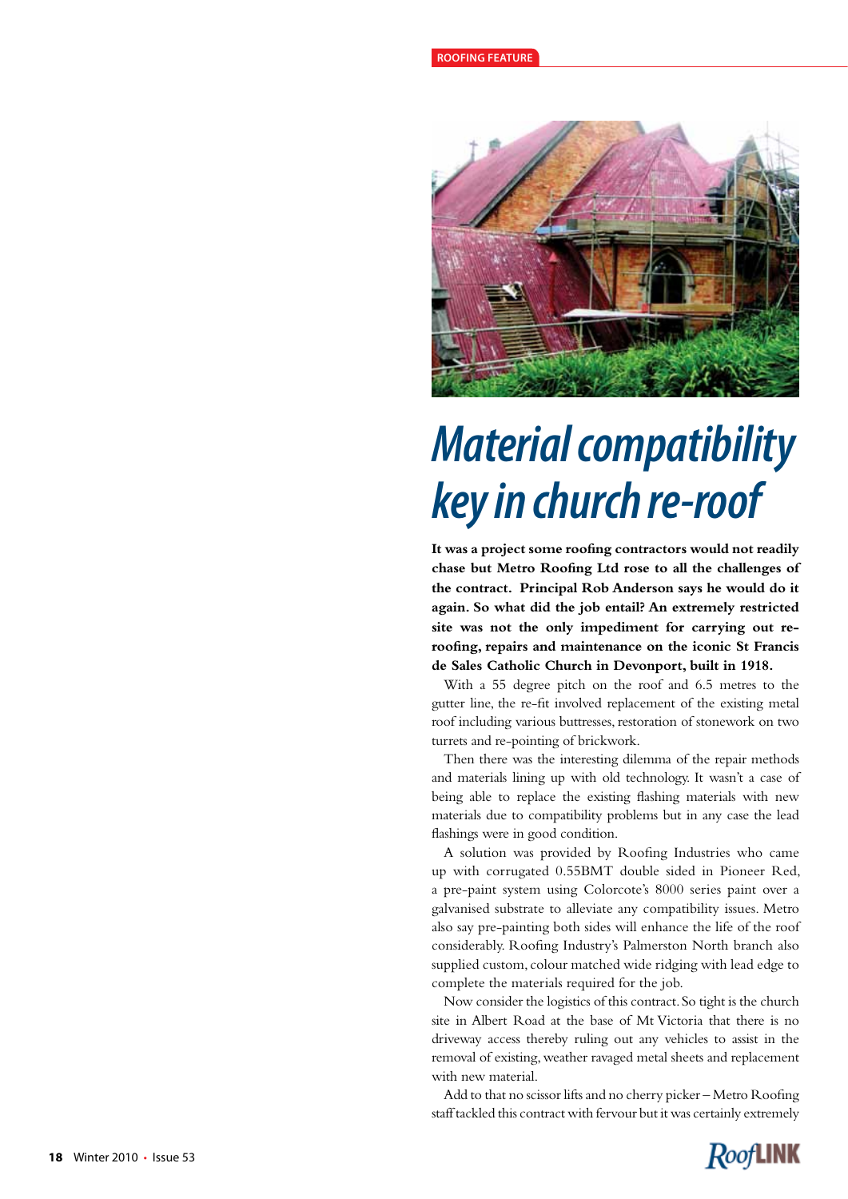ROOFING FEATURE

# Material compatibility key in church re-roof

**It was a project some roofing contractors would not readily chase but Metro Roofing Ltd rose to all the challenges of the contract. Principal Rob Anderson says he would do it again. So what did the job entail? An extremely restricted site was not the only impediment for carrying out re-roofing, repairs and maintenance on the iconic St Francis de Sales Catholic Church in Devonport, built in 1918.**

With a 55 degree pitch on the roof and 6.5 metres to the gutter line, the re-fit involved replacement of the existing metal roof including various buttresses, restoration of stonework on two turrets and re-pointing of brickwork.

Then there was the interesting dilemma of the repair methods and materials lining up with old technology. It wasn't a case of being able to replace the existing flashing materials with new materials due to compatibility problems but in any case the lead flashings were in good condition.

A solution was provided by Roofing Industries who came up with corrugated 0.55BMT double sided in Pioneer Red, a pre-paint system using Colorcote's 8000 series paint over a galvanised substrate to alleviate any compatibility issues. Metro also say pre-painting both sides will enhance the life of the roof considerably. Roofing Industry's Palmerston North branch also supplied custom, colour matched wide ridging with lead edge to complete the materials required for the job.

Now consider the logistics of this contract. So tight is the church site in Albert Road at the base of Mt Victoria that there is no driveway access thereby ruling out any vehicles to assist in the removal of existing, weather ravaged metal sheets and replacement with new material.

Add to that no scissor lifts and no cherry picker – Metro Roofing staff tackled this contract with fervour but it was certainly extremely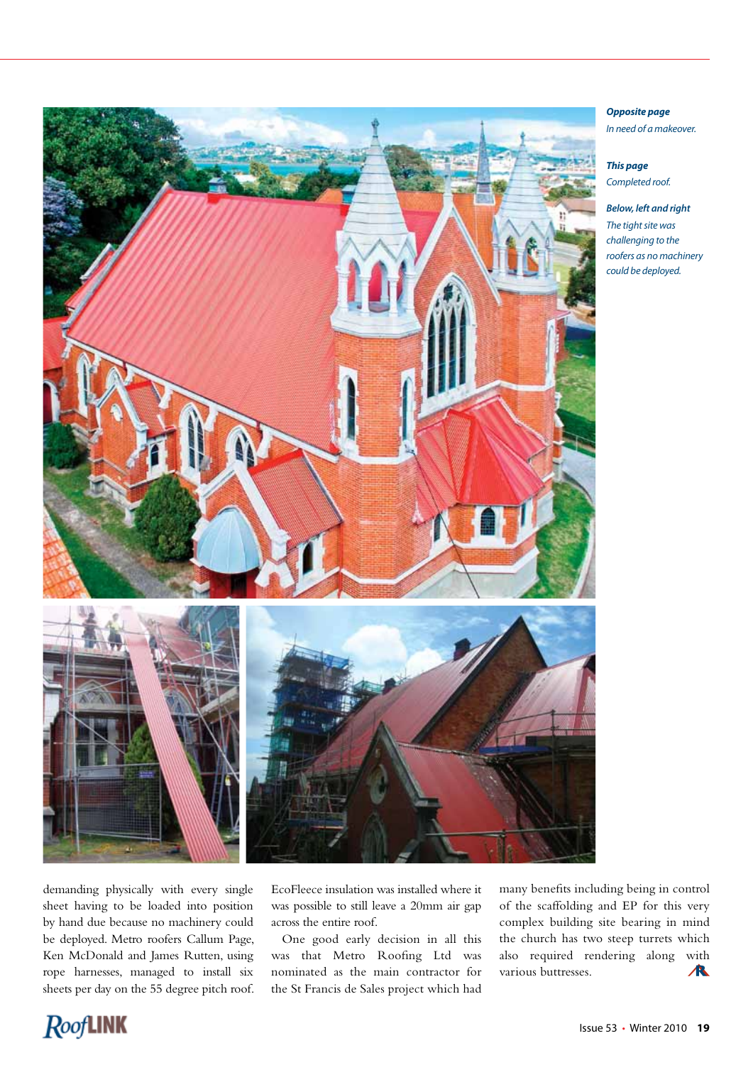*Opposite page*
*In need of a makeover.*

***This page***
*Completed roof.*

***Below, left and right***
*The tight site was challenging to the roofers as no machinery could be deployed.*

demanding physically with every single sheet having to be loaded into position by hand due because no machinery could be deployed. Metro roofers Callum Page, Ken McDonald and James Rutten, using rope harnesses, managed to install six sheets per day on the 55 degree pitch roof.

EcoFleece insulation was installed where it was possible to still leave a 20mm air gap across the entire roof.

One good early decision in all this was that Metro Roofing Ltd was nominated as the main contractor for the St Francis de Sales project which had many benefits including being in control of the scaffolding and EP for this very complex building site bearing in mind the church has two steep turrets which also required rendering along with various buttresses.